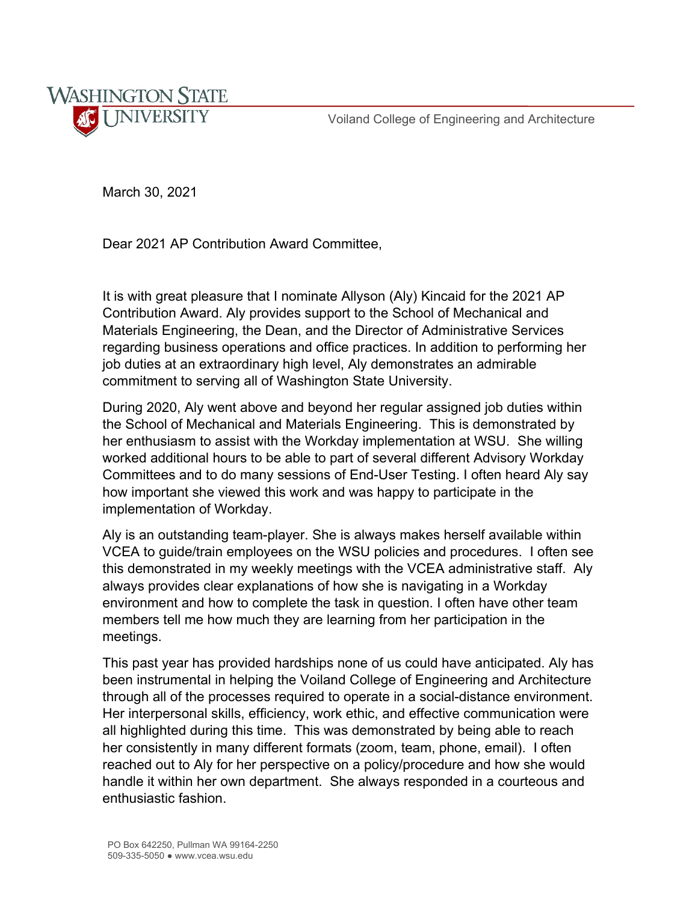Washington State University

Voiland College of Engineering and Architecture

March 30, 2021

Dear 2021 AP Contribution Award Committee,

It is with great pleasure that I nominate Allyson (Aly) Kincaid for the 2021 AP Contribution Award. Aly provides support to the School of Mechanical and Materials Engineering, the Dean, and the Director of Administrative Services regarding business operations and office practices. In addition to performing her job duties at an extraordinary high level, Aly demonstrates an admirable commitment to serving all of Washington State University.

During 2020, Aly went above and beyond her regular assigned job duties within the School of Mechanical and Materials Engineering. This is demonstrated by her enthusiasm to assist with the Workday implementation at WSU. She willing worked additional hours to be able to part of several different Advisory Workday Committees and to do many sessions of End-User Testing. I often heard Aly say how important she viewed this work and was happy to participate in the implementation of Workday.

Aly is an outstanding team-player. She is always makes herself available within VCEA to guide/train employees on the WSU policies and procedures. I often see this demonstrated in my weekly meetings with the VCEA administrative staff. Aly always provides clear explanations of how she is navigating in a Workday environment and how to complete the task in question. I often have other team members tell me how much they are learning from her participation in the meetings.

This past year has provided hardships none of us could have anticipated. Aly has been instrumental in helping the Voiland College of Engineering and Architecture through all of the processes required to operate in a social-distance environment. Her interpersonal skills, efficiency, work ethic, and effective communication were all highlighted during this time. This was demonstrated by being able to reach her consistently in many different formats (zoom, team, phone, email). I often reached out to Aly for her perspective on a policy/procedure and how she would handle it within her own department. She always responded in a courteous and enthusiastic fashion.

PO Box 642250, Pullman WA 99164-2250
509-335-5050 ● www.vcea.wsu.edu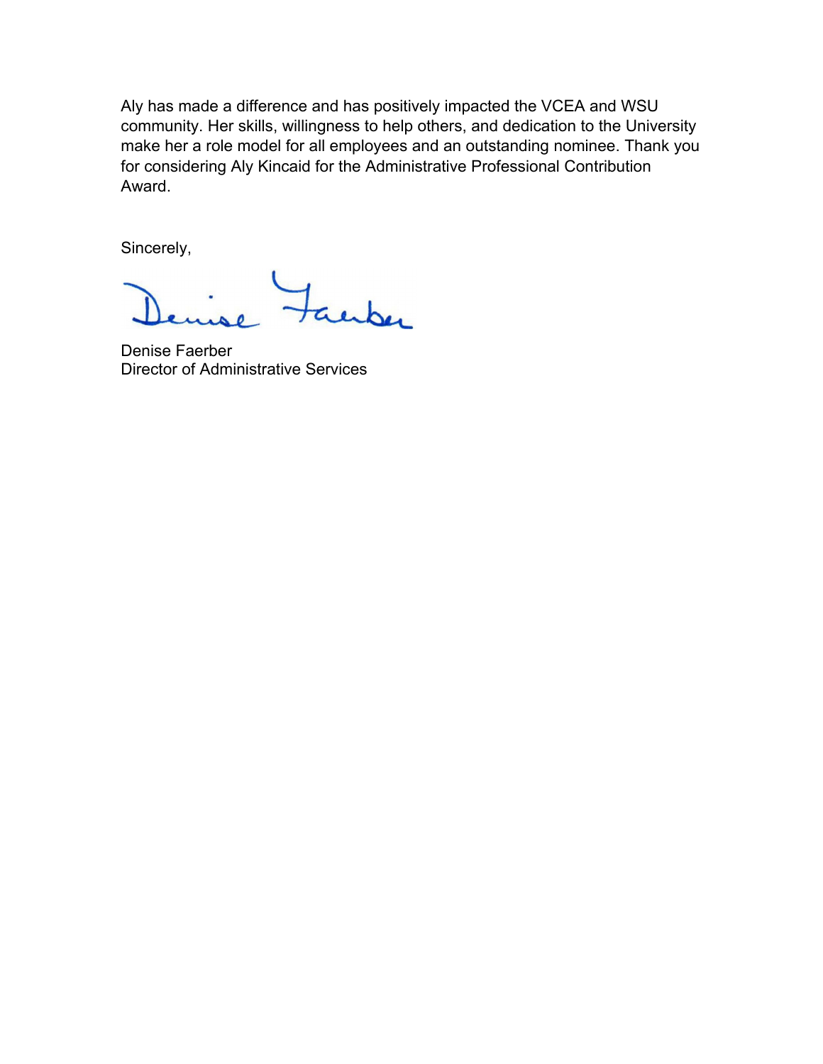Aly has made a difference and has positively impacted the VCEA and WSU community. Her skills, willingness to help others, and dedication to the University make her a role model for all employees and an outstanding nominee. Thank you for considering Aly Kincaid for the Administrative Professional Contribution Award.

Sincerely,

Denise Faerber

Denise Faerber
Director of Administrative Services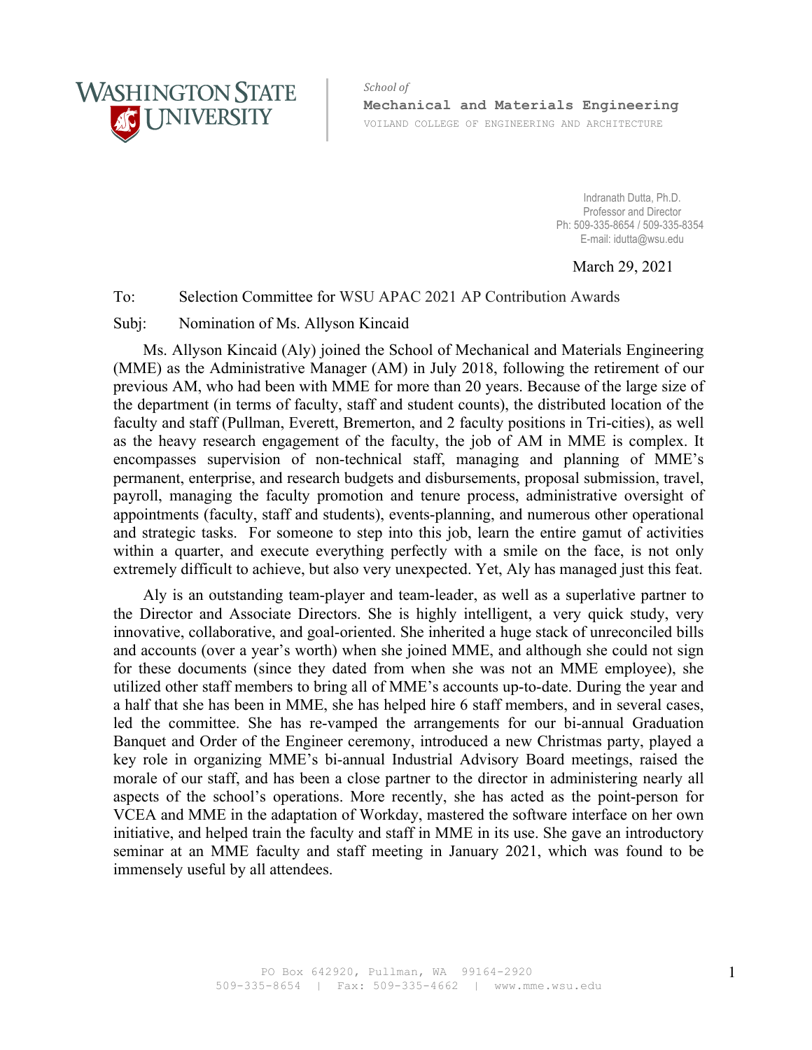WASHINGTON STATE UNIVERSITY

*School of*
**Mechanical and Materials Engineering**
VOILAND COLLEGE OF ENGINEERING AND ARCHITECTURE

Indranath Dutta, Ph.D.
Professor and Director
Ph: 509-335-8654 / 509-335-8354
E-mail: idutta@wsu.edu

March 29, 2021

To: Selection Committee for WSU APAC 2021 AP Contribution Awards

Subj: Nomination of Ms. Allyson Kincaid

Ms. Allyson Kincaid (Aly) joined the School of Mechanical and Materials Engineering (MME) as the Administrative Manager (AM) in July 2018, following the retirement of our previous AM, who had been with MME for more than 20 years. Because of the large size of the department (in terms of faculty, staff and student counts), the distributed location of the faculty and staff (Pullman, Everett, Bremerton, and 2 faculty positions in Tri-cities), as well as the heavy research engagement of the faculty, the job of AM in MME is complex. It encompasses supervision of non-technical staff, managing and planning of MME's permanent, enterprise, and research budgets and disbursements, proposal submission, travel, payroll, managing the faculty promotion and tenure process, administrative oversight of appointments (faculty, staff and students), events-planning, and numerous other operational and strategic tasks. For someone to step into this job, learn the entire gamut of activities within a quarter, and execute everything perfectly with a smile on the face, is not only extremely difficult to achieve, but also very unexpected. Yet, Aly has managed just this feat.

Aly is an outstanding team-player and team-leader, as well as a superlative partner to the Director and Associate Directors. She is highly intelligent, a very quick study, very innovative, collaborative, and goal-oriented. She inherited a huge stack of unreconciled bills and accounts (over a year's worth) when she joined MME, and although she could not sign for these documents (since they dated from when she was not an MME employee), she utilized other staff members to bring all of MME's accounts up-to-date. During the year and a half that she has been in MME, she has helped hire 6 staff members, and in several cases, led the committee. She has re-vamped the arrangements for our bi-annual Graduation Banquet and Order of the Engineer ceremony, introduced a new Christmas party, played a key role in organizing MME's bi-annual Industrial Advisory Board meetings, raised the morale of our staff, and has been a close partner to the director in administering nearly all aspects of the school's operations. More recently, she has acted as the point-person for VCEA and MME in the adaptation of Workday, mastered the software interface on her own initiative, and helped train the faculty and staff in MME in its use. She gave an introductory seminar at an MME faculty and staff meeting in January 2021, which was found to be immensely useful by all attendees.

PO Box 642920, Pullman, WA 99164-2920
509-335-8654 | Fax: 509-335-4662 | www.mme.wsu.edu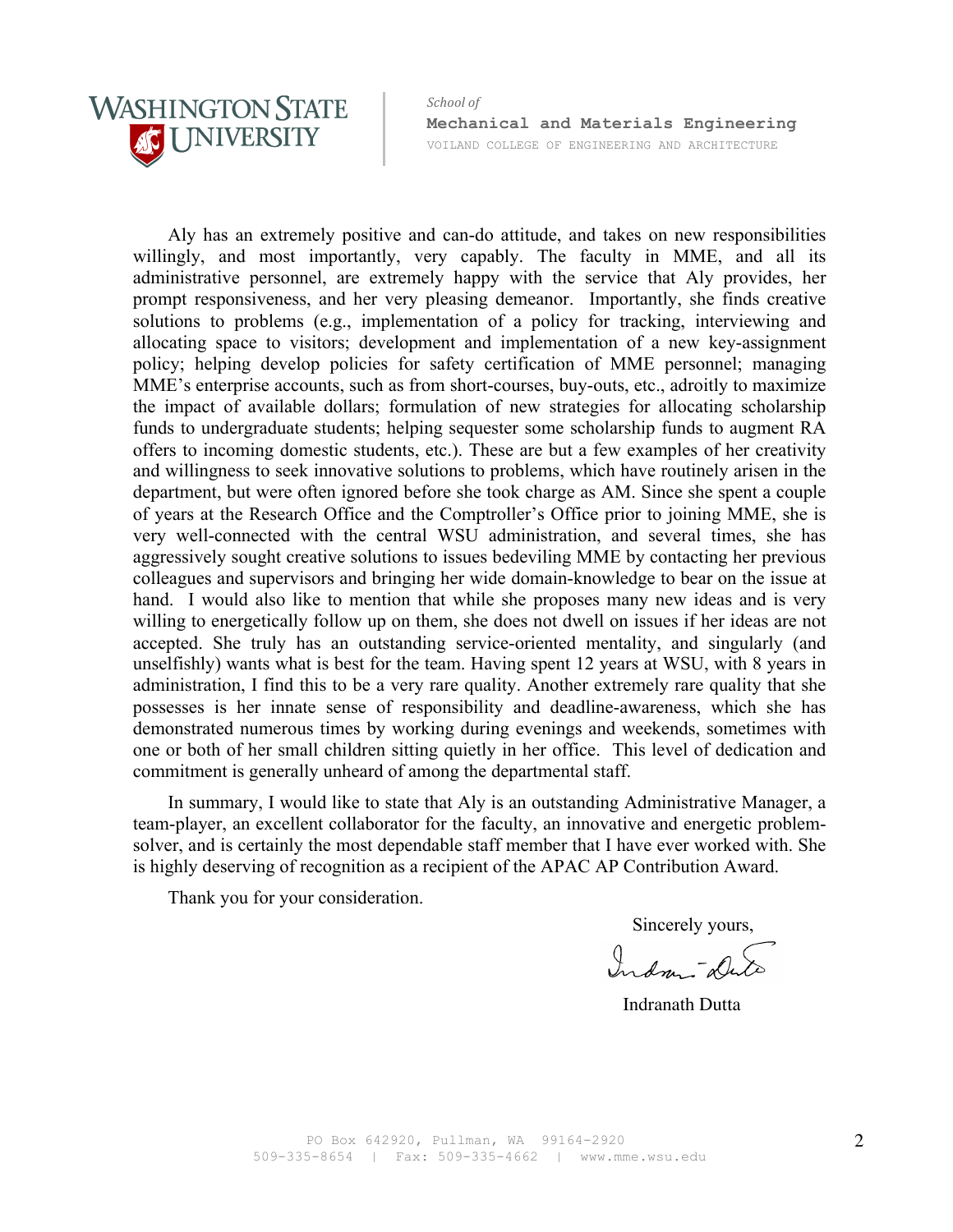Aly has an extremely positive and can-do attitude, and takes on new responsibilities willingly, and most importantly, very capably. The faculty in MME, and all its administrative personnel, are extremely happy with the service that Aly provides, her prompt responsiveness, and her very pleasing demeanor. Importantly, she finds creative solutions to problems (e.g., implementation of a policy for tracking, interviewing and allocating space to visitors; development and implementation of a new key-assignment policy; helping develop policies for safety certification of MME personnel; managing MME's enterprise accounts, such as from short-courses, buy-outs, etc., adroitly to maximize the impact of available dollars; formulation of new strategies for allocating scholarship funds to undergraduate students; helping sequester some scholarship funds to augment RA offers to incoming domestic students, etc.). These are but a few examples of her creativity and willingness to seek innovative solutions to problems, which have routinely arisen in the department, but were often ignored before she took charge as AM. Since she spent a couple of years at the Research Office and the Comptroller's Office prior to joining MME, she is very well-connected with the central WSU administration, and several times, she has aggressively sought creative solutions to issues bedeviling MME by contacting her previous colleagues and supervisors and bringing her wide domain-knowledge to bear on the issue at hand. I would also like to mention that while she proposes many new ideas and is very willing to energetically follow up on them, she does not dwell on issues if her ideas are not accepted. She truly has an outstanding service-oriented mentality, and singularly (and unselfishly) wants what is best for the team. Having spent 12 years at WSU, with 8 years in administration, I find this to be a very rare quality. Another extremely rare quality that she possesses is her innate sense of responsibility and deadline-awareness, which she has demonstrated numerous times by working during evenings and weekends, sometimes with one or both of her small children sitting quietly in her office. This level of dedication and commitment is generally unheard of among the departmental staff.

In summary, I would like to state that Aly is an outstanding Administrative Manager, a team-player, an excellent collaborator for the faculty, an innovative and energetic problem-solver, and is certainly the most dependable staff member that I have ever worked with. She is highly deserving of recognition as a recipient of the APAC AP Contribution Award.

Thank you for your consideration.

Sincerely yours,

Indranath Dutta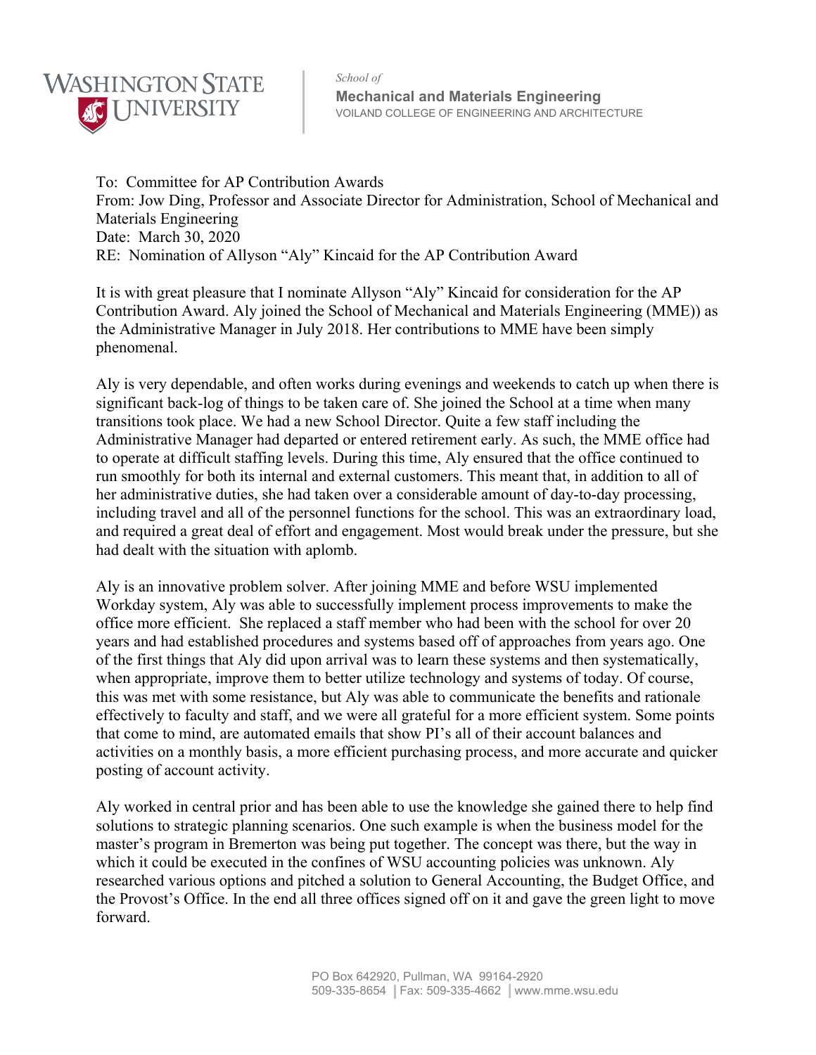To: Committee for AP Contribution Awards
From: Jow Ding, Professor and Associate Director for Administration, School of Mechanical and Materials Engineering
Date: March 30, 2020
RE: Nomination of Allyson "Aly" Kincaid for the AP Contribution Award

It is with great pleasure that I nominate Allyson "Aly" Kincaid for consideration for the AP Contribution Award. Aly joined the School of Mechanical and Materials Engineering (MME)) as the Administrative Manager in July 2018. Her contributions to MME have been simply phenomenal.

Aly is very dependable, and often works during evenings and weekends to catch up when there is significant back-log of things to be taken care of. She joined the School at a time when many transitions took place. We had a new School Director. Quite a few staff including the Administrative Manager had departed or entered retirement early. As such, the MME office had to operate at difficult staffing levels. During this time, Aly ensured that the office continued to run smoothly for both its internal and external customers. This meant that, in addition to all of her administrative duties, she had taken over a considerable amount of day-to-day processing, including travel and all of the personnel functions for the school. This was an extraordinary load, and required a great deal of effort and engagement. Most would break under the pressure, but she had dealt with the situation with aplomb.

Aly is an innovative problem solver. After joining MME and before WSU implemented Workday system, Aly was able to successfully implement process improvements to make the office more efficient. She replaced a staff member who had been with the school for over 20 years and had established procedures and systems based off of approaches from years ago. One of the first things that Aly did upon arrival was to learn these systems and then systematically, when appropriate, improve them to better utilize technology and systems of today. Of course, this was met with some resistance, but Aly was able to communicate the benefits and rationale effectively to faculty and staff, and we were all grateful for a more efficient system. Some points that come to mind, are automated emails that show PI's all of their account balances and activities on a monthly basis, a more efficient purchasing process, and more accurate and quicker posting of account activity.

Aly worked in central prior and has been able to use the knowledge she gained there to help find solutions to strategic planning scenarios. One such example is when the business model for the master's program in Bremerton was being put together. The concept was there, but the way in which it could be executed in the confines of WSU accounting policies was unknown. Aly researched various options and pitched a solution to General Accounting, the Budget Office, and the Provost's Office. In the end all three offices signed off on it and gave the green light to move forward.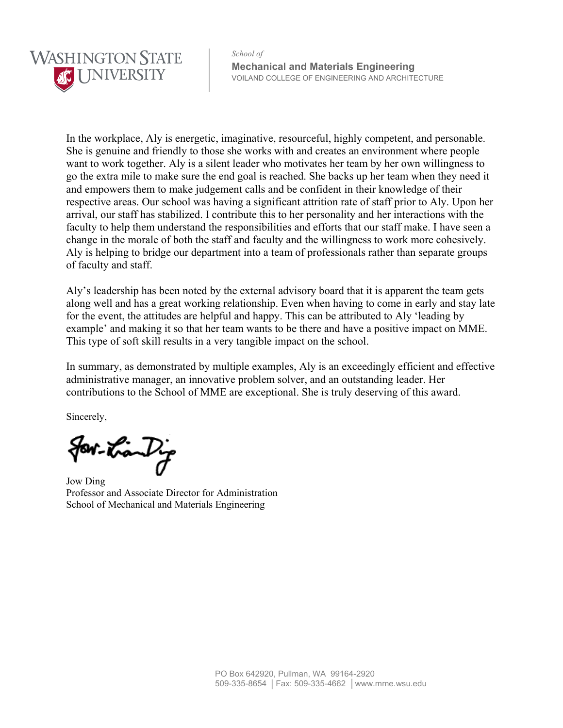In the workplace, Aly is energetic, imaginative, resourceful, highly competent, and personable. She is genuine and friendly to those she works with and creates an environment where people want to work together. Aly is a silent leader who motivates her team by her own willingness to go the extra mile to make sure the end goal is reached. She backs up her team when they need it and empowers them to make judgement calls and be confident in their knowledge of their respective areas. Our school was having a significant attrition rate of staff prior to Aly. Upon her arrival, our staff has stabilized. I contribute this to her personality and her interactions with the faculty to help them understand the responsibilities and efforts that our staff make. I have seen a change in the morale of both the staff and faculty and the willingness to work more cohesively. Aly is helping to bridge our department into a team of professionals rather than separate groups of faculty and staff.

Aly's leadership has been noted by the external advisory board that it is apparent the team gets along well and has a great working relationship. Even when having to come in early and stay late for the event, the attitudes are helpful and happy. This can be attributed to Aly 'leading by example' and making it so that her team wants to be there and have a positive impact on MME. This type of soft skill results in a very tangible impact on the school.

In summary, as demonstrated by multiple examples, Aly is an exceedingly efficient and effective administrative manager, an innovative problem solver, and an outstanding leader. Her contributions to the School of MME are exceptional. She is truly deserving of this award.

Sincerely,

Jow Ding
Professor and Associate Director for Administration
School of Mechanical and Materials Engineering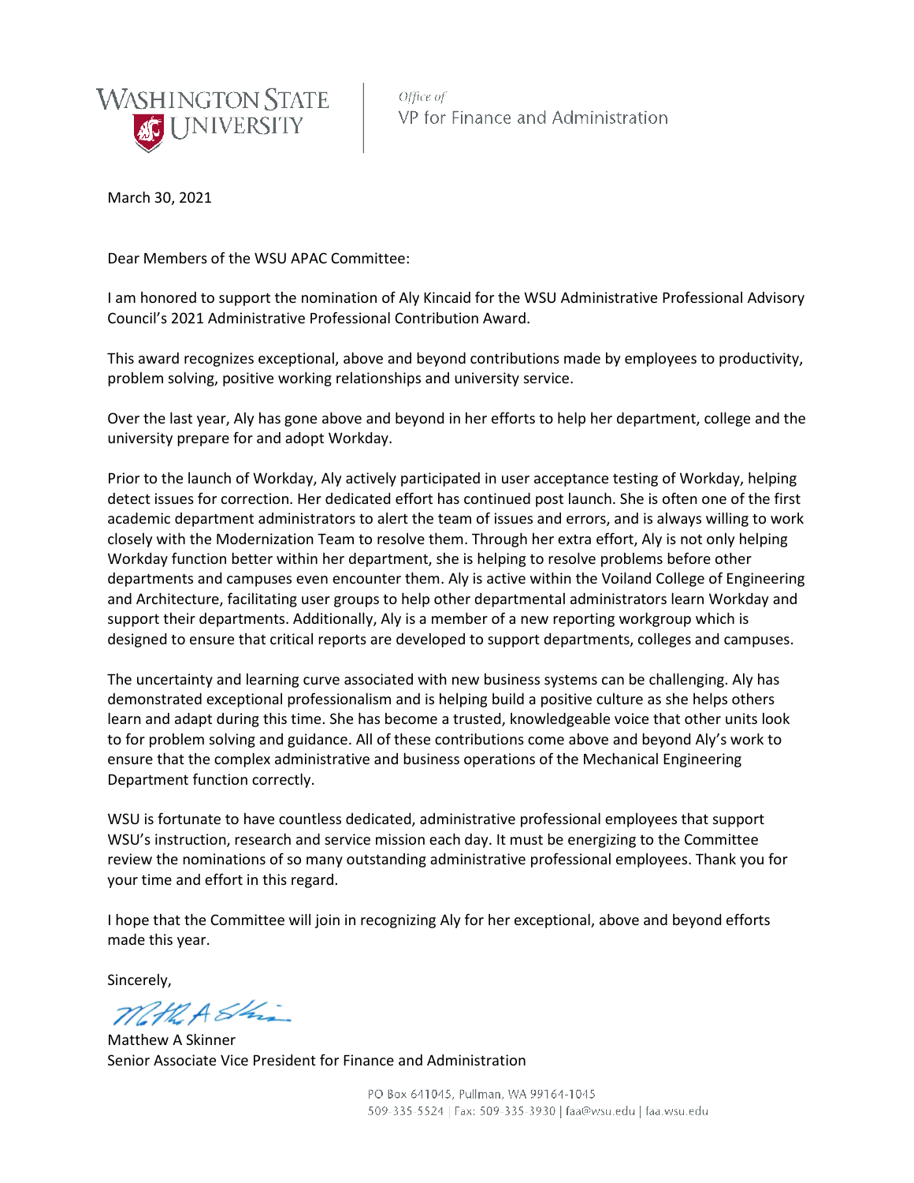WASHINGTON STATE UNIVERSITY

*Office of*
VP for Finance and Administration

March 30, 2021

Dear Members of the WSU APAC Committee:

I am honored to support the nomination of Aly Kincaid for the WSU Administrative Professional Advisory Council's 2021 Administrative Professional Contribution Award.

This award recognizes exceptional, above and beyond contributions made by employees to productivity, problem solving, positive working relationships and university service.

Over the last year, Aly has gone above and beyond in her efforts to help her department, college and the university prepare for and adopt Workday.

Prior to the launch of Workday, Aly actively participated in user acceptance testing of Workday, helping detect issues for correction. Her dedicated effort has continued post launch. She is often one of the first academic department administrators to alert the team of issues and errors, and is always willing to work closely with the Modernization Team to resolve them. Through her extra effort, Aly is not only helping Workday function better within her department, she is helping to resolve problems before other departments and campuses even encounter them. Aly is active within the Voiland College of Engineering and Architecture, facilitating user groups to help other departmental administrators learn Workday and support their departments. Additionally, Aly is a member of a new reporting workgroup which is designed to ensure that critical reports are developed to support departments, colleges and campuses.

The uncertainty and learning curve associated with new business systems can be challenging. Aly has demonstrated exceptional professionalism and is helping build a positive culture as she helps others learn and adapt during this time. She has become a trusted, knowledgeable voice that other units look to for problem solving and guidance. All of these contributions come above and beyond Aly's work to ensure that the complex administrative and business operations of the Mechanical Engineering Department function correctly.

WSU is fortunate to have countless dedicated, administrative professional employees that support WSU's instruction, research and service mission each day. It must be energizing to the Committee review the nominations of so many outstanding administrative professional employees. Thank you for your time and effort in this regard.

I hope that the Committee will join in recognizing Aly for her exceptional, above and beyond efforts made this year.

Sincerely,

Matthew A Skinner
Senior Associate Vice President for Finance and Administration

PO Box 641045, Pullman, WA 99164-1045
509-335-5524 | Fax: 509-335-3930 | faa@wsu.edu | faa.wsu.edu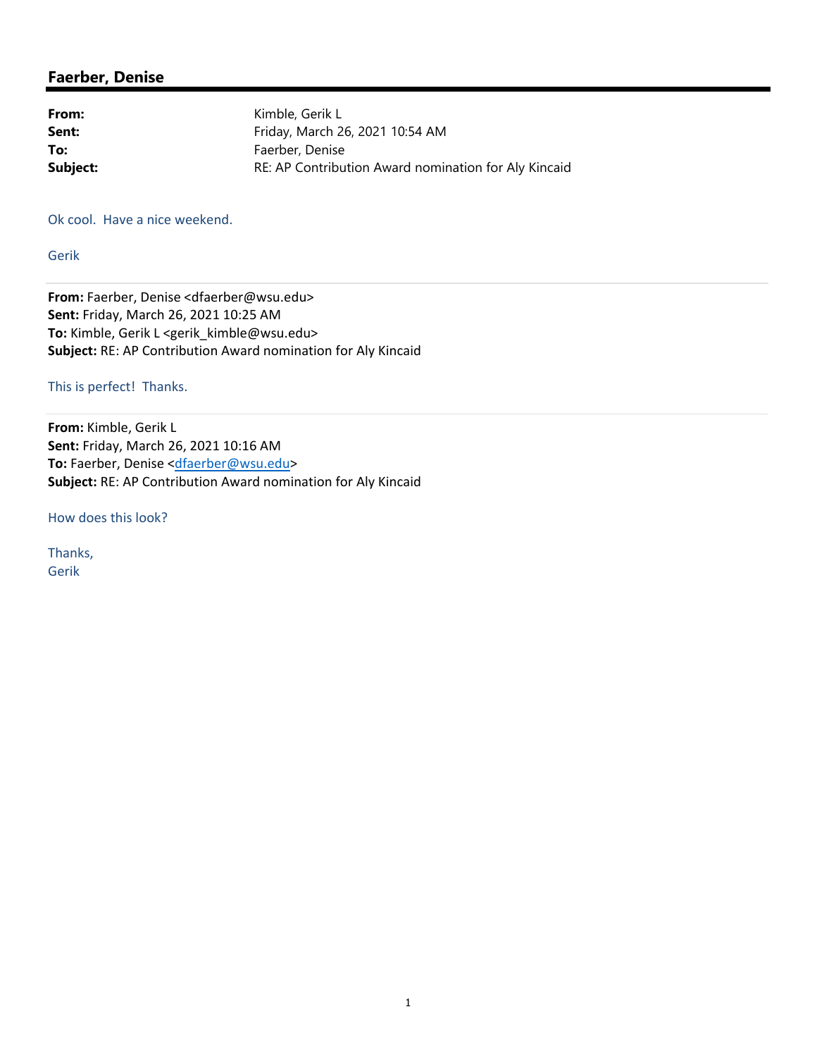## Faerber, Denise

**From:** Kimble, Gerik L
**Sent:** Friday, March 26, 2021 10:54 AM
**To:** Faerber, Denise
**Subject:** RE: AP Contribution Award nomination for Aly Kincaid

Ok cool. Have a nice weekend.

Gerik

---

**From:** Faerber, Denise <dfaerber@wsu.edu>
**Sent:** Friday, March 26, 2021 10:25 AM
**To:** Kimble, Gerik L <gerik_kimble@wsu.edu>
**Subject:** RE: AP Contribution Award nomination for Aly Kincaid

This is perfect! Thanks.

---

**From:** Kimble, Gerik L
**Sent:** Friday, March 26, 2021 10:16 AM
**To:** Faerber, Denise <dfaerber@wsu.edu>
**Subject:** RE: AP Contribution Award nomination for Aly Kincaid

How does this look?

Thanks,
Gerik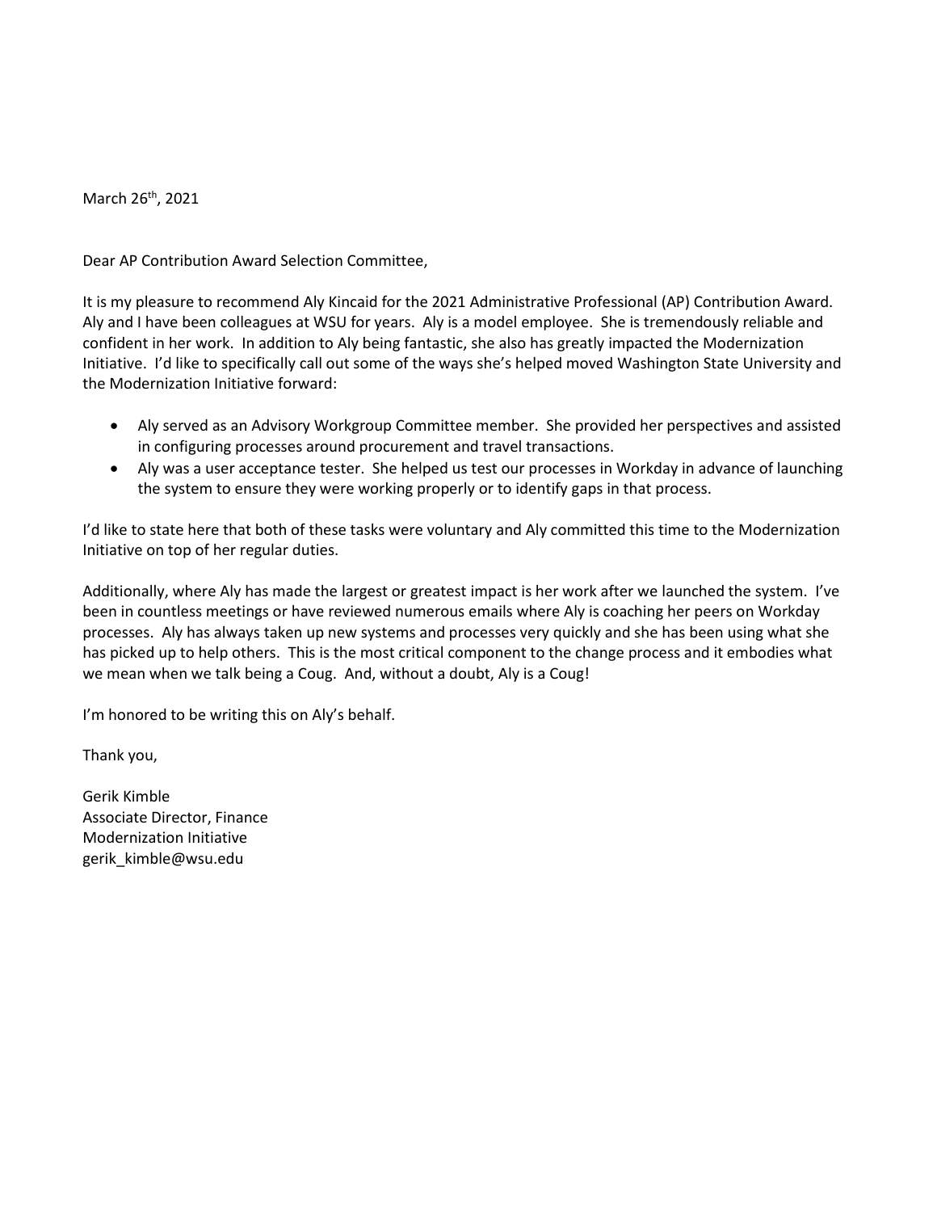March 26th, 2021

Dear AP Contribution Award Selection Committee,

It is my pleasure to recommend Aly Kincaid for the 2021 Administrative Professional (AP) Contribution Award. Aly and I have been colleagues at WSU for years. Aly is a model employee. She is tremendously reliable and confident in her work. In addition to Aly being fantastic, she also has greatly impacted the Modernization Initiative. I'd like to specifically call out some of the ways she's helped moved Washington State University and the Modernization Initiative forward:

- Aly served as an Advisory Workgroup Committee member. She provided her perspectives and assisted in configuring processes around procurement and travel transactions.
- Aly was a user acceptance tester. She helped us test our processes in Workday in advance of launching the system to ensure they were working properly or to identify gaps in that process.

I'd like to state here that both of these tasks were voluntary and Aly committed this time to the Modernization Initiative on top of her regular duties.

Additionally, where Aly has made the largest or greatest impact is her work after we launched the system. I've been in countless meetings or have reviewed numerous emails where Aly is coaching her peers on Workday processes. Aly has always taken up new systems and processes very quickly and she has been using what she has picked up to help others. This is the most critical component to the change process and it embodies what we mean when we talk being a Coug. And, without a doubt, Aly is a Coug!

I'm honored to be writing this on Aly's behalf.

Thank you,

Gerik Kimble
Associate Director, Finance
Modernization Initiative
gerik_kimble@wsu.edu